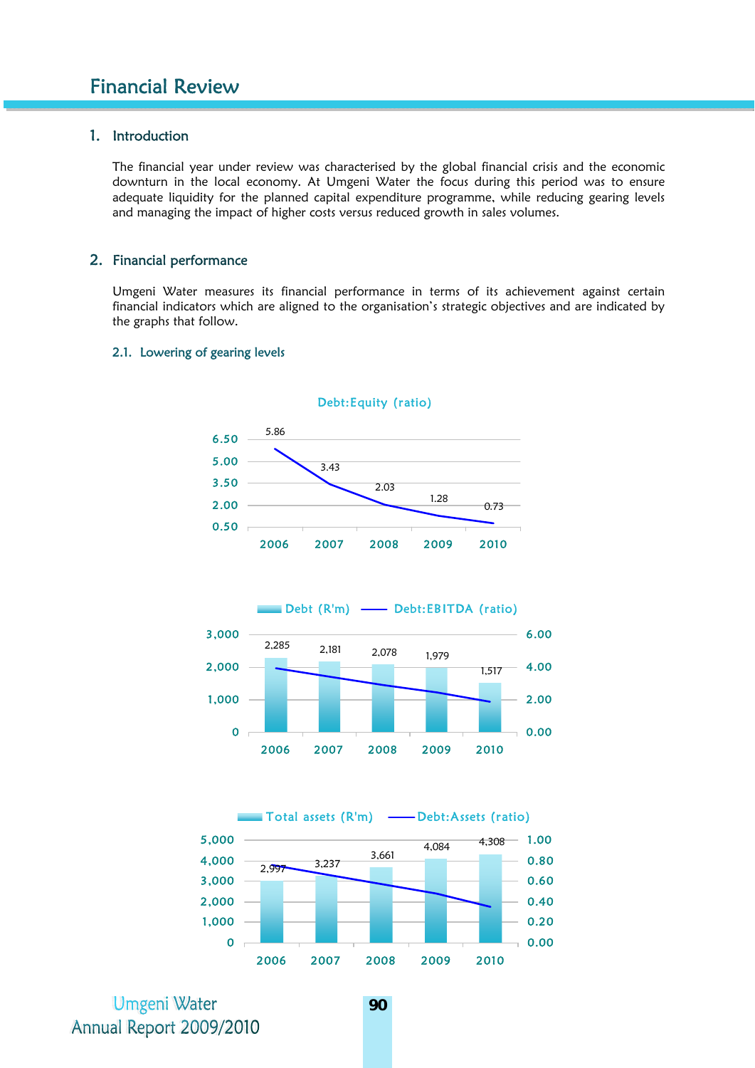# Financial Review

## 1. Introduction

The financial year under review was characterised by the global financial crisis and the economic downturn in the local economy. At Umgeni Water the focus during this period was to ensure adequate liquidity for the planned capital expenditure programme, while reducing gearing levels and managing the impact of higher costs versus reduced growth in sales volumes.

## 2. Financial performance

Umgeni Water measures its financial performance in terms of its achievement against certain financial indicators which are aligned to the organisation's strategic objectives and are indicated by the graphs that follow.

### 2.1. Lowering of gearing levels

**Debt:Equity (ratio)**

| Year | Debt:Equity (ratio) |
|---|---|
| 2006 | 5.86 |
| 2007 | 3.43 |
| 2008 | 2.03 |
| 2009 | 1.28 |
| 2010 | 0.73 |

**Debt (R'm) / Debt:EBITDA (ratio)**

| Year | Debt (R'm) |
|---|---|
| 2006 | 2,285 |
| 2007 | 2,181 |
| 2008 | 2,078 |
| 2009 | 1,979 |
| 2010 | 1,517 |

**Total assets (R'm) / Debt:Assets (ratio)**

| Year | Total assets (R'm) |
|---|---|
| 2006 | 2,997 |
| 2007 | 3,237 |
| 2008 | 3,661 |
| 2009 | 4,084 |
| 2010 | 4,308 |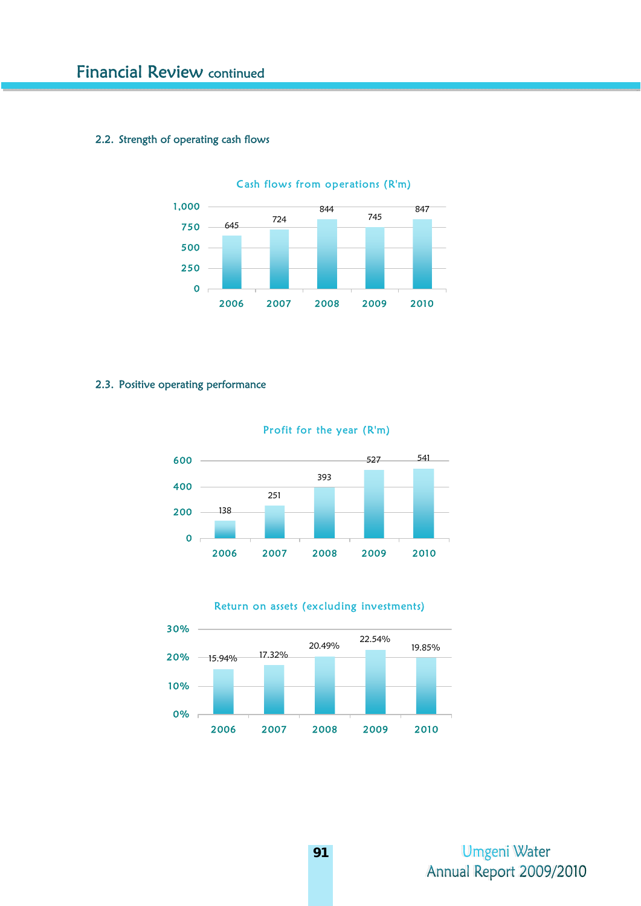## 2.2. Strength of operating cash flows

**Cash flows from operations (R'm)**

| Year | 2006 | 2007 | 2008 | 2009 | 2010 |
|---|---|---|---|---|---|
| Cash flows from operations (R'm) | 645 | 724 | 844 | 745 | 847 |

## 2.3. Positive operating performance

**Profit for the year (R'm)**

| Year | 2006 | 2007 | 2008 | 2009 | 2010 |
|---|---|---|---|---|---|
| Profit for the year (R'm) | 138 | 251 | 393 | 527 | 541 |

**Return on assets (excluding investments)**

| Year | 2006 | 2007 | 2008 | 2009 | 2010 |
|---|---|---|---|---|---|
| Return on assets (excluding investments) | 15.94% | 17.32% | 20.49% | 22.54% | 19.85% |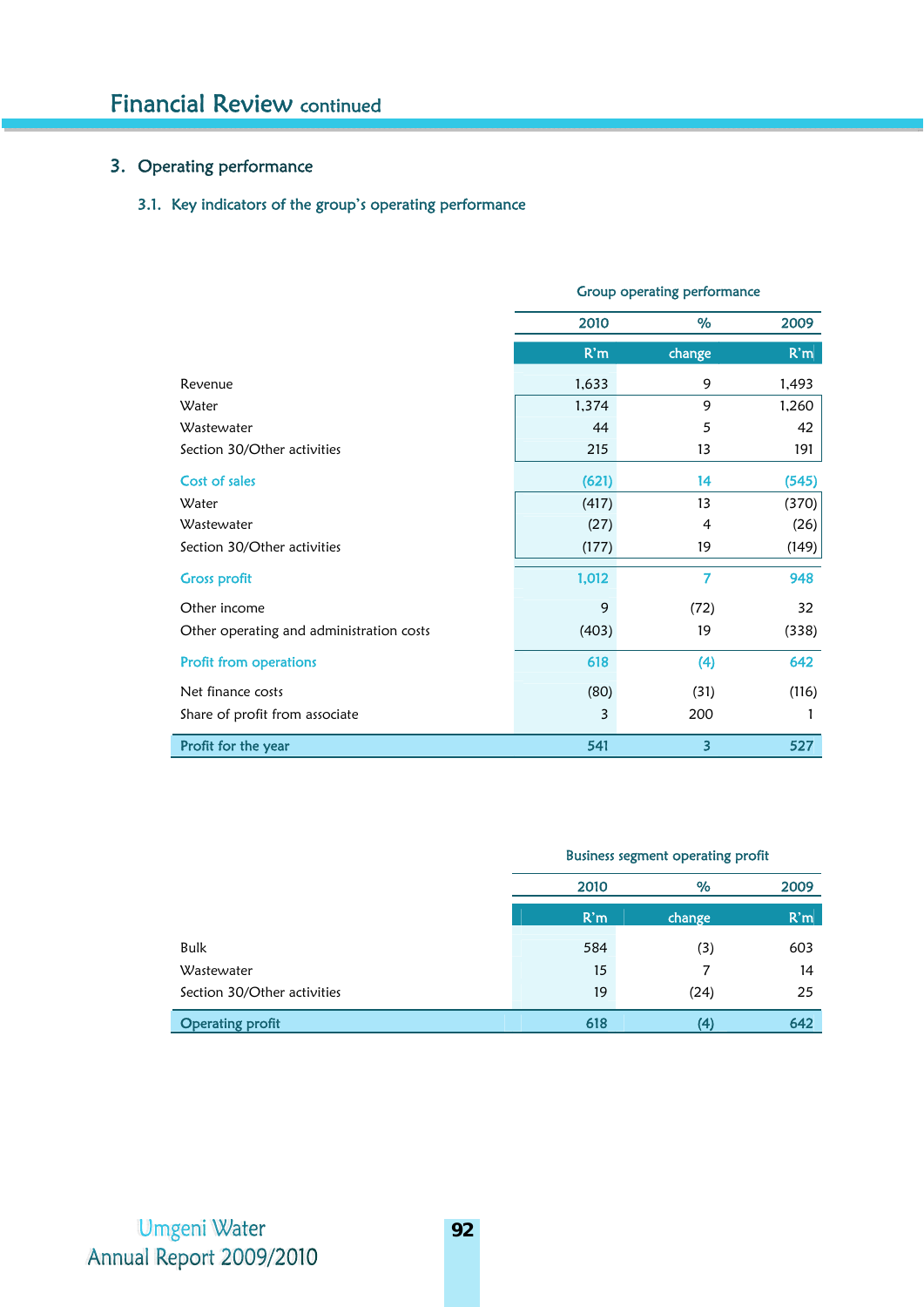## Financial Review continued

### 3. Operating performance

#### 3.1. Key indicators of the group's operating performance

| | Group operating performance | | |
|---|---|---|---|
| | 2010 | % | 2009 |
| | R'm | change | R'm |
| Revenue | 1,633 | 9 | 1,493 |
| Water | 1,374 | 9 | 1,260 |
| Wastewater | 44 | 5 | 42 |
| Section 30/Other activities | 215 | 13 | 191 |
| Cost of sales | (621) | 14 | (545) |
| Water | (417) | 13 | (370) |
| Wastewater | (27) | 4 | (26) |
| Section 30/Other activities | (177) | 19 | (149) |
| Gross profit | 1,012 | 7 | 948 |
| Other income | 9 | (72) | 32 |
| Other operating and administration costs | (403) | 19 | (338) |
| Profit from operations | 618 | (4) | 642 |
| Net finance costs | (80) | (31) | (116) |
| Share of profit from associate | 3 | 200 | 1 |
| Profit for the year | 541 | 3 | 527 |

| | Business segment operating profit | | |
|---|---|---|---|
| | 2010 | % | 2009 |
| | R'm | change | R'm |
| Bulk | 584 | (3) | 603 |
| Wastewater | 15 | 7 | 14 |
| Section 30/Other activities | 19 | (24) | 25 |
| Operating profit | 618 | (4) | 642 |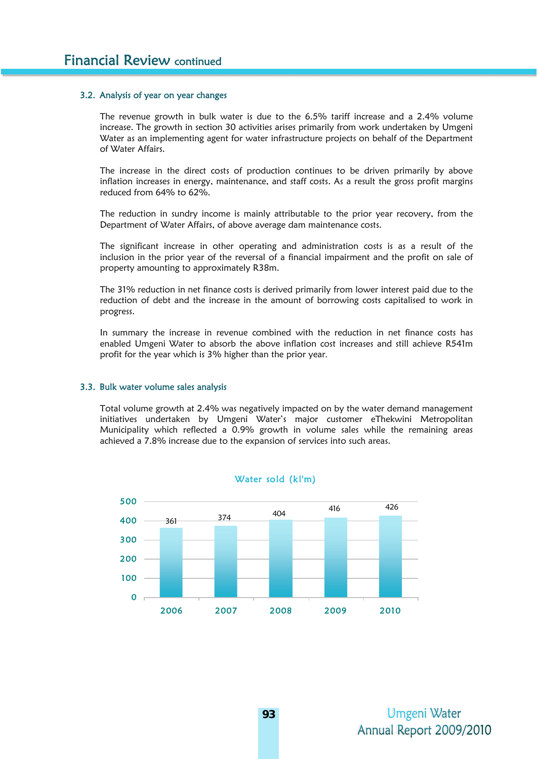### 3.2. Analysis of year on year changes

The revenue growth in bulk water is due to the 6.5% tariff increase and a 2.4% volume increase. The growth in section 30 activities arises primarily from work undertaken by Umgeni Water as an implementing agent for water infrastructure projects on behalf of the Department of Water Affairs.

The increase in the direct costs of production continues to be driven primarily by above inflation increases in energy, maintenance, and staff costs. As a result the gross profit margins reduced from 64% to 62%.

The reduction in sundry income is mainly attributable to the prior year recovery, from the Department of Water Affairs, of above average dam maintenance costs.

The significant increase in other operating and administration costs is as a result of the inclusion in the prior year of the reversal of a financial impairment and the profit on sale of property amounting to approximately R38m.

The 31% reduction in net finance costs is derived primarily from lower interest paid due to the reduction of debt and the increase in the amount of borrowing costs capitalised to work in progress.

In summary the increase in revenue combined with the reduction in net finance costs has enabled Umgeni Water to absorb the above inflation cost increases and still achieve R541m profit for the year which is 3% higher than the prior year.

### 3.3. Bulk water volume sales analysis

Total volume growth at 2.4% was negatively impacted on by the water demand management initiatives undertaken by Umgeni Water's major customer eThekwini Metropolitan Municipality which reflected a 0.9% growth in volume sales while the remaining areas achieved a 7.8% increase due to the expansion of services into such areas.

**Water sold (kl'm)**

| Year | Water sold (kl'm) |
|---|---|
| 2006 | 361 |
| 2007 | 374 |
| 2008 | 404 |
| 2009 | 416 |
| 2010 | 426 |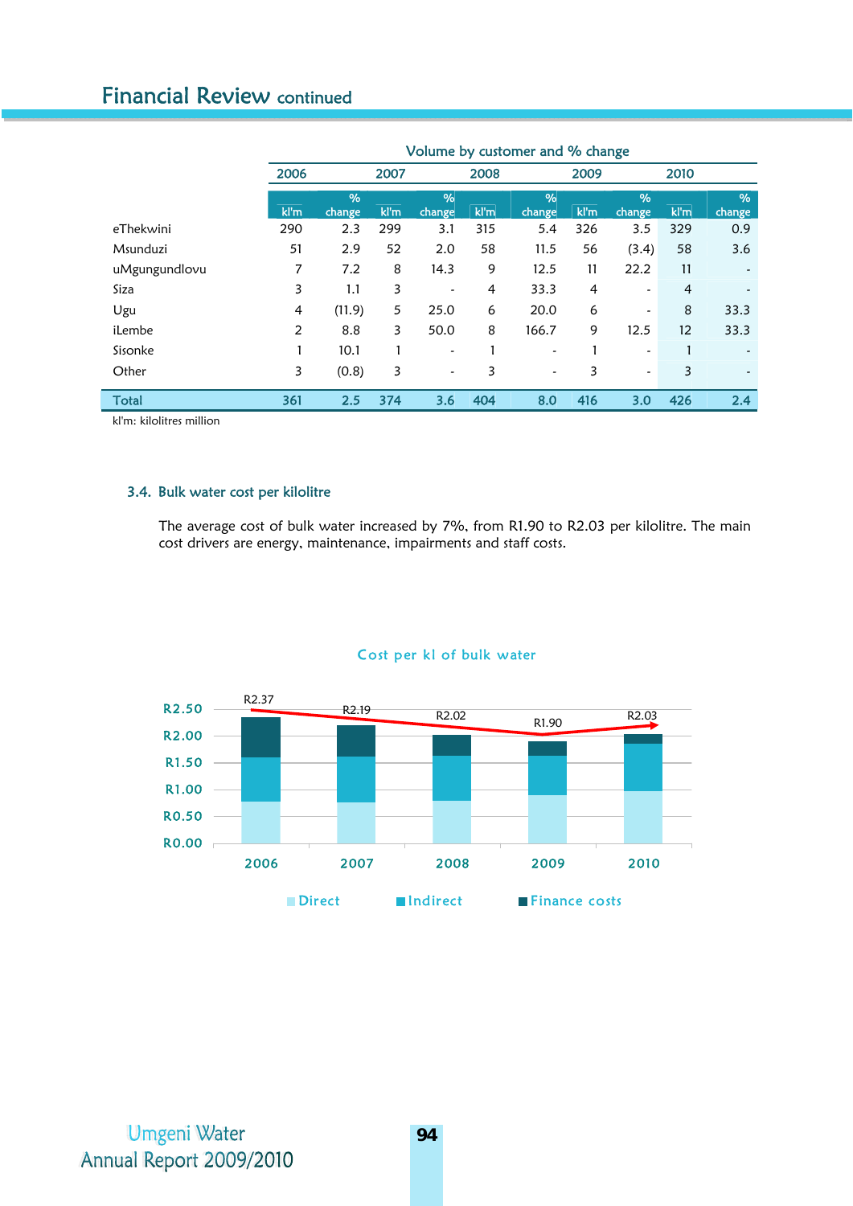## Financial Review continued

| | Volume by customer and % change | | | | | | | | | |
|---|---|---|---|---|---|---|---|---|---|---|
| | 2006 | | 2007 | | 2008 | | 2009 | | 2010 | |
| | kl'm | % change | kl'm | % change | kl'm | % change | kl'm | % change | kl'm | % change |
| eThekwini | 290 | 2.3 | 299 | 3.1 | 315 | 5.4 | 326 | 3.5 | 329 | 0.9 |
| Msunduzi | 51 | 2.9 | 52 | 2.0 | 58 | 11.5 | 56 | (3.4) | 58 | 3.6 |
| uMgungundlovu | 7 | 7.2 | 8 | 14.3 | 9 | 12.5 | 11 | 22.2 | 11 | - |
| Siza | 3 | 1.1 | 3 | - | 4 | 33.3 | 4 | - | 4 | - |
| Ugu | 4 | (11.9) | 5 | 25.0 | 6 | 20.0 | 6 | - | 8 | 33.3 |
| iLembe | 2 | 8.8 | 3 | 50.0 | 8 | 166.7 | 9 | 12.5 | 12 | 33.3 |
| Sisonke | 1 | 10.1 | 1 | - | 1 | - | 1 | - | 1 | - |
| Other | 3 | (0.8) | 3 | - | 3 | - | 3 | - | 3 | - |
| **Total** | **361** | **2.5** | **374** | **3.6** | **404** | **8.0** | **416** | **3.0** | **426** | **2.4** |

kl'm: kilolitres million

### 3.4. Bulk water cost per kilolitre

The average cost of bulk water increased by 7%, from R1.90 to R2.03 per kilolitre. The main cost drivers are energy, maintenance, impairments and staff costs.

**Cost per kl of bulk water**

| | 2006 | 2007 | 2008 | 2009 | 2010 |
|---|---|---|---|---|---|
| Total cost per kl | R2.37 | R2.19 | R2.02 | R1.90 | R2.03 |

Direct | Indirect | Finance costs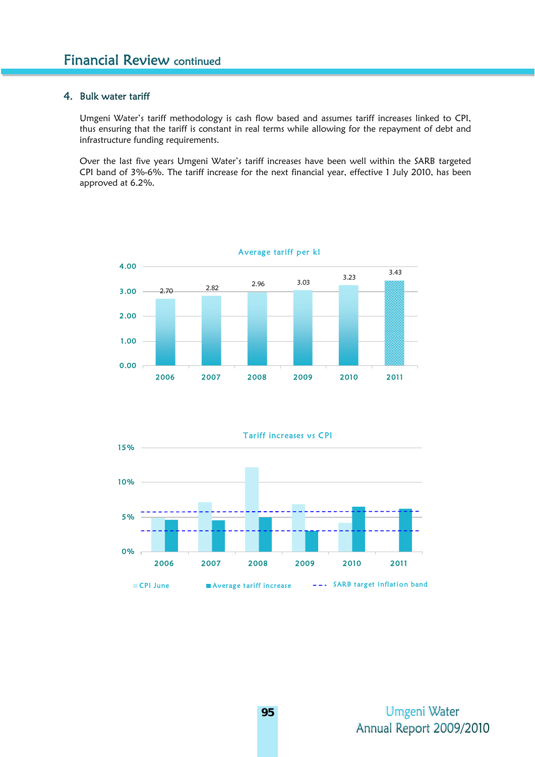## 4. Bulk water tariff

Umgeni Water's tariff methodology is cash flow based and assumes tariff increases linked to CPI, thus ensuring that the tariff is constant in real terms while allowing for the repayment of debt and infrastructure funding requirements.

Over the last five years Umgeni Water's tariff increases have been well within the SARB targeted CPI band of 3%-6%. The tariff increase for the next financial year, effective 1 July 2010, has been approved at 6.2%.

**Average tariff per kl**

| Year | Average tariff per kl |
|---|---|
| 2006 | 2.70 |
| 2007 | 2.82 |
| 2008 | 2.96 |
| 2009 | 3.03 |
| 2010 | 3.23 |
| 2011 | 3.43 |

**Tariff increases vs CPI**

Legend: CPI June; Average tariff increase; SARB target inflation band

Years: 2006, 2007, 2008, 2009, 2010, 2011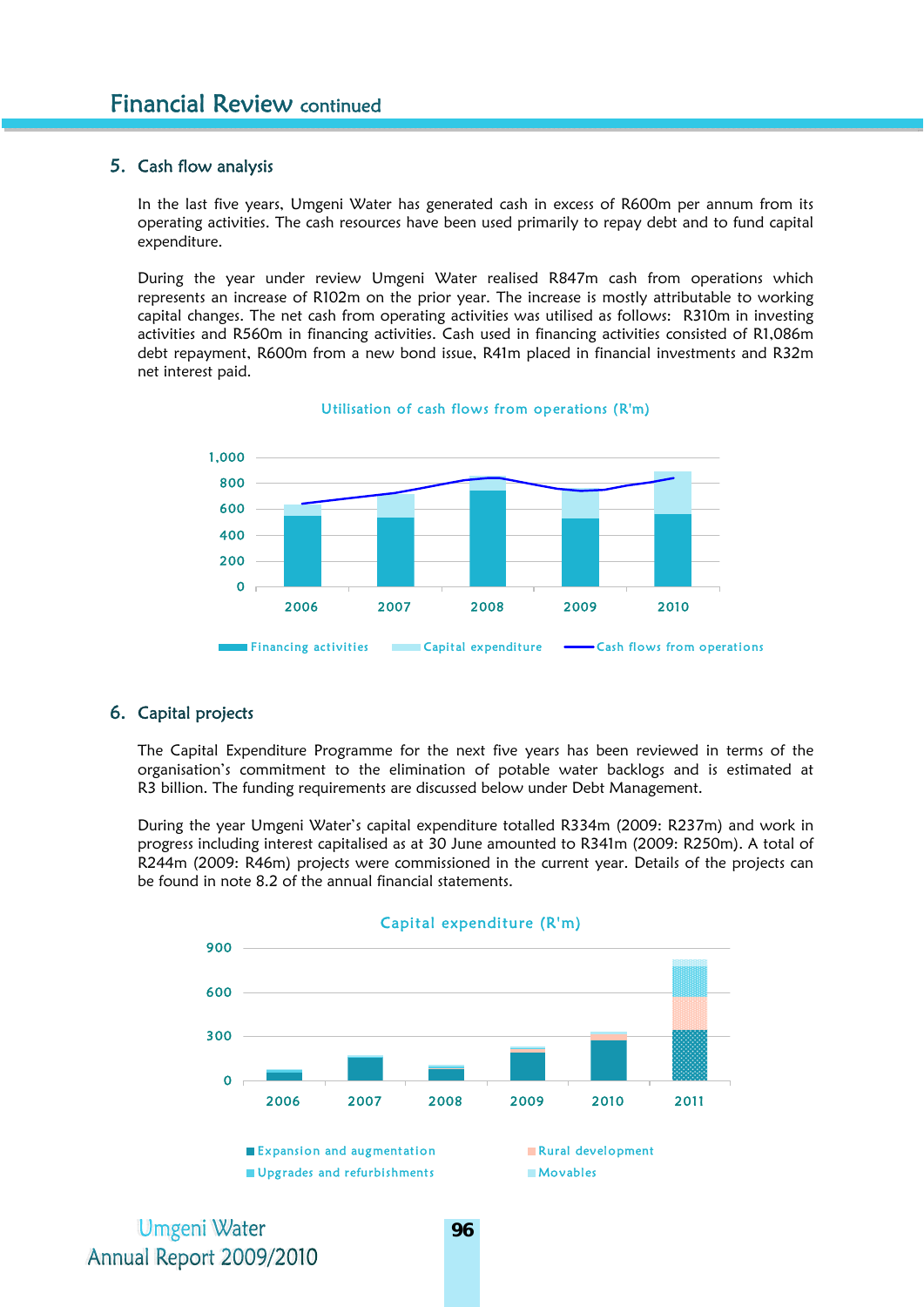# Financial Review continued

## 5. Cash flow analysis

In the last five years, Umgeni Water has generated cash in excess of R600m per annum from its operating activities. The cash resources have been used primarily to repay debt and to fund capital expenditure.

During the year under review Umgeni Water realised R847m cash from operations which represents an increase of R102m on the prior year. The increase is mostly attributable to working capital changes. The net cash from operating activities was utilised as follows: R310m in investing activities and R560m in financing activities. Cash used in financing activities consisted of R1,086m debt repayment, R600m from a new bond issue, R41m placed in financial investments and R32m net interest paid.

Utilisation of cash flows from operations (R'm)

Legend: Financing activities, Capital expenditure, Cash flows from operations (years 2006–2010)

## 6. Capital projects

The Capital Expenditure Programme for the next five years has been reviewed in terms of the organisation's commitment to the elimination of potable water backlogs and is estimated at R3 billion. The funding requirements are discussed below under Debt Management.

During the year Umgeni Water's capital expenditure totalled R334m (2009: R237m) and work in progress including interest capitalised as at 30 June amounted to R341m (2009: R250m). A total of R244m (2009: R46m) projects were commissioned in the current year. Details of the projects can be found in note 8.2 of the annual financial statements.

Capital expenditure (R'm)

Legend: Expansion and augmentation, Rural development, Upgrades and refurbishments, Movables (years 2006–2011)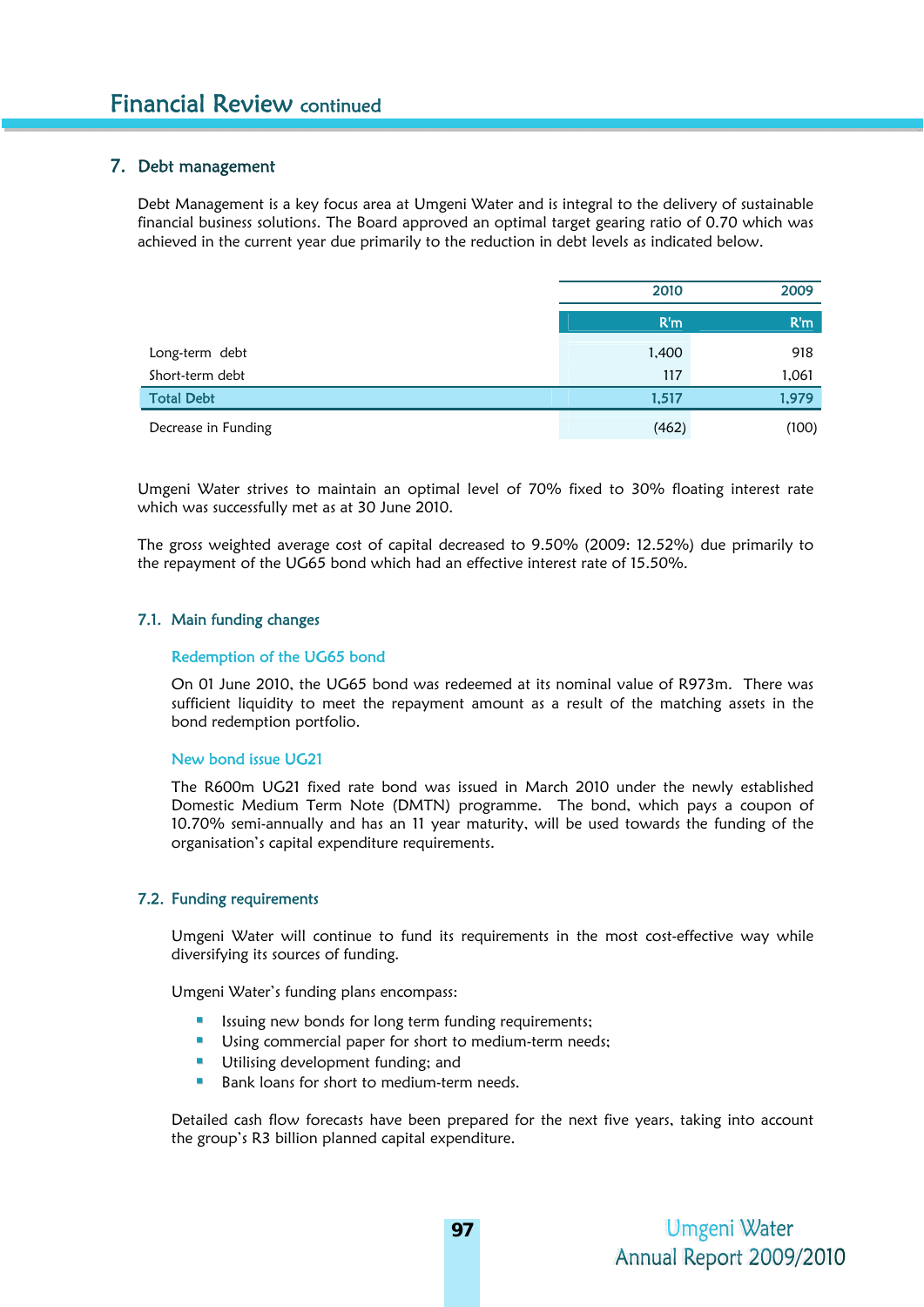## 7. Debt management

Debt Management is a key focus area at Umgeni Water and is integral to the delivery of sustainable financial business solutions. The Board approved an optimal target gearing ratio of 0.70 which was achieved in the current year due primarily to the reduction in debt levels as indicated below.

| | 2010 | 2009 |
|---|---|---|
| | R'm | R'm |
| Long-term debt | 1,400 | 918 |
| Short-term debt | 117 | 1,061 |
| **Total Debt** | **1,517** | **1,979** |
| Decrease in Funding | (462) | (100) |

Umgeni Water strives to maintain an optimal level of 70% fixed to 30% floating interest rate which was successfully met as at 30 June 2010.

The gross weighted average cost of capital decreased to 9.50% (2009: 12.52%) due primarily to the repayment of the UG65 bond which had an effective interest rate of 15.50%.

### 7.1. Main funding changes

#### Redemption of the UG65 bond

On 01 June 2010, the UG65 bond was redeemed at its nominal value of R973m. There was sufficient liquidity to meet the repayment amount as a result of the matching assets in the bond redemption portfolio.

#### New bond issue UG21

The R600m UG21 fixed rate bond was issued in March 2010 under the newly established Domestic Medium Term Note (DMTN) programme. The bond, which pays a coupon of 10.70% semi-annually and has an 11 year maturity, will be used towards the funding of the organisation's capital expenditure requirements.

### 7.2. Funding requirements

Umgeni Water will continue to fund its requirements in the most cost-effective way while diversifying its sources of funding.

Umgeni Water's funding plans encompass:

- Issuing new bonds for long term funding requirements;
- Using commercial paper for short to medium-term needs;
- Utilising development funding; and
- Bank loans for short to medium-term needs.

Detailed cash flow forecasts have been prepared for the next five years, taking into account the group's R3 billion planned capital expenditure.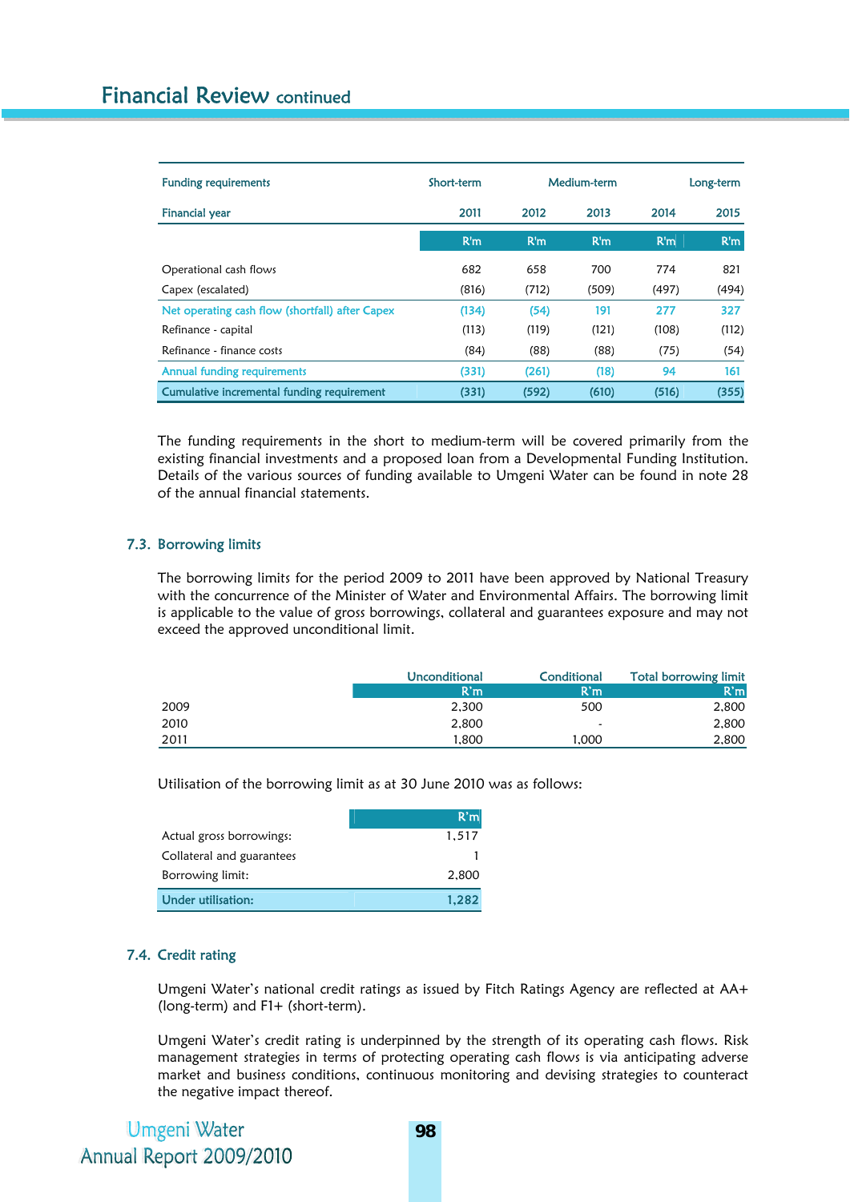## Financial Review continued

| Funding requirements | Short-term | Medium-term | | | Long-term |
|---|---|---|---|---|---|
| Financial year | 2011 | 2012 | 2013 | 2014 | 2015 |
| | R'm | R'm | R'm | R'm | R'm |
| Operational cash flows | 682 | 658 | 700 | 774 | 821 |
| Capex (escalated) | (816) | (712) | (509) | (497) | (494) |
| Net operating cash flow (shortfall) after Capex | (134) | (54) | 191 | 277 | 327 |
| Refinance - capital | (113) | (119) | (121) | (108) | (112) |
| Refinance - finance costs | (84) | (88) | (88) | (75) | (54) |
| Annual funding requirements | (331) | (261) | (18) | 94 | 161 |
| Cumulative incremental funding requirement | (331) | (592) | (610) | (516) | (355) |

The funding requirements in the short to medium-term will be covered primarily from the existing financial investments and a proposed loan from a Developmental Funding Institution. Details of the various sources of funding available to Umgeni Water can be found in note 28 of the annual financial statements.

### 7.3. Borrowing limits

The borrowing limits for the period 2009 to 2011 have been approved by National Treasury with the concurrence of the Minister of Water and Environmental Affairs. The borrowing limit is applicable to the value of gross borrowings, collateral and guarantees exposure and may not exceed the approved unconditional limit.

| | Unconditional | Conditional | Total borrowing limit |
|---|---|---|---|
| | R'm | R'm | R'm |
| 2009 | 2,300 | 500 | 2,800 |
| 2010 | 2,800 | - | 2,800 |
| 2011 | 1,800 | 1,000 | 2,800 |

Utilisation of the borrowing limit as at 30 June 2010 was as follows:

| | R'm |
|---|---|
| Actual gross borrowings: | 1,517 |
| Collateral and guarantees | 1 |
| Borrowing limit: | 2,800 |
| Under utilisation: | 1,282 |

### 7.4. Credit rating

Umgeni Water's national credit ratings as issued by Fitch Ratings Agency are reflected at AA+ (long-term) and F1+ (short-term).

Umgeni Water's credit rating is underpinned by the strength of its operating cash flows. Risk management strategies in terms of protecting operating cash flows is via anticipating adverse market and business conditions, continuous monitoring and devising strategies to counteract the negative impact thereof.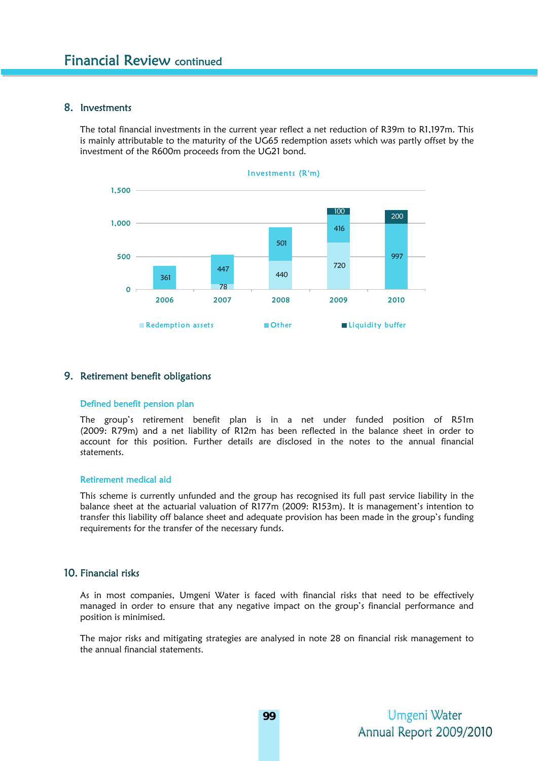## 8. Investments

The total financial investments in the current year reflect a net reduction of R39m to R1,197m. This is mainly attributable to the maturity of the UG65 redemption assets which was partly offset by the investment of the R600m proceeds from the UG21 bond.

Investments (R'm)

| Year | Redemption assets | Other | Liquidity buffer |
|---|---|---|---|
| 2006 | | 361 | |
| 2007 | 78 | 447 | |
| 2008 | 440 | 501 | |
| 2009 | 720 | 416 | 100 |
| 2010 | | 997 | 200 |

## 9. Retirement benefit obligations

### Defined benefit pension plan

The group's retirement benefit plan is in a net under funded position of R51m (2009: R79m) and a net liability of R12m has been reflected in the balance sheet in order to account for this position. Further details are disclosed in the notes to the annual financial statements.

### Retirement medical aid

This scheme is currently unfunded and the group has recognised its full past service liability in the balance sheet at the actuarial valuation of R177m (2009: R153m). It is management's intention to transfer this liability off balance sheet and adequate provision has been made in the group's funding requirements for the transfer of the necessary funds.

## 10. Financial risks

As in most companies, Umgeni Water is faced with financial risks that need to be effectively managed in order to ensure that any negative impact on the group's financial performance and position is minimised.

The major risks and mitigating strategies are analysed in note 28 on financial risk management to the annual financial statements.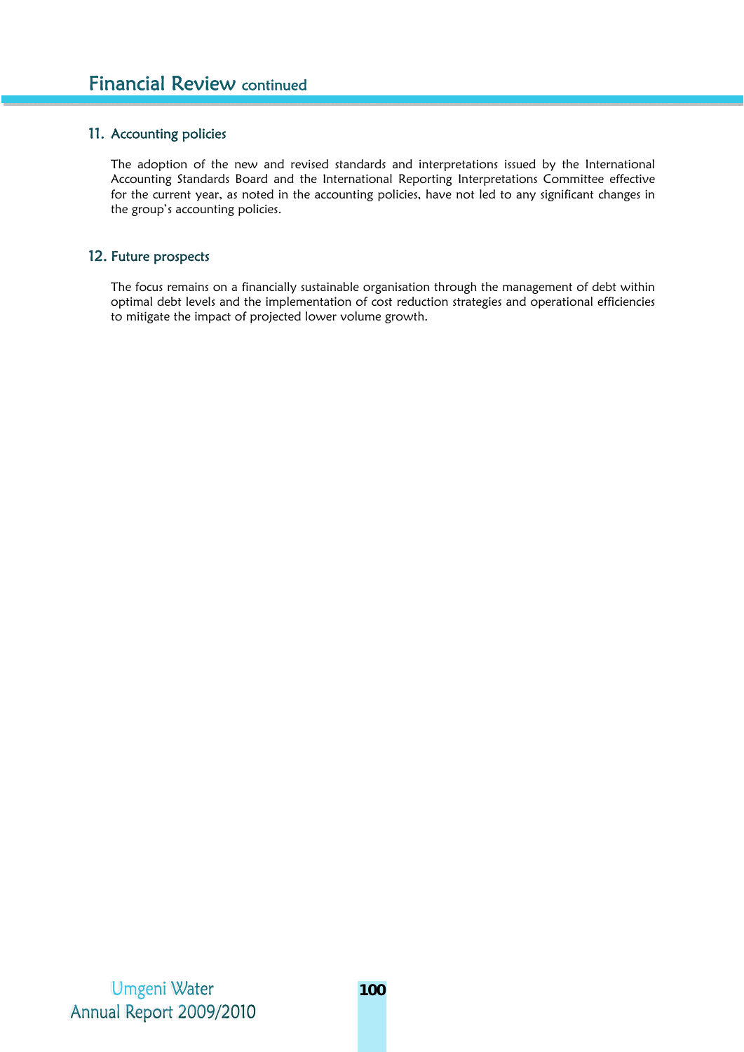## 11. Accounting policies

The adoption of the new and revised standards and interpretations issued by the International Accounting Standards Board and the International Reporting Interpretations Committee effective for the current year, as noted in the accounting policies, have not led to any significant changes in the group's accounting policies.

## 12. Future prospects

The focus remains on a financially sustainable organisation through the management of debt within optimal debt levels and the implementation of cost reduction strategies and operational efficiencies to mitigate the impact of projected lower volume growth.